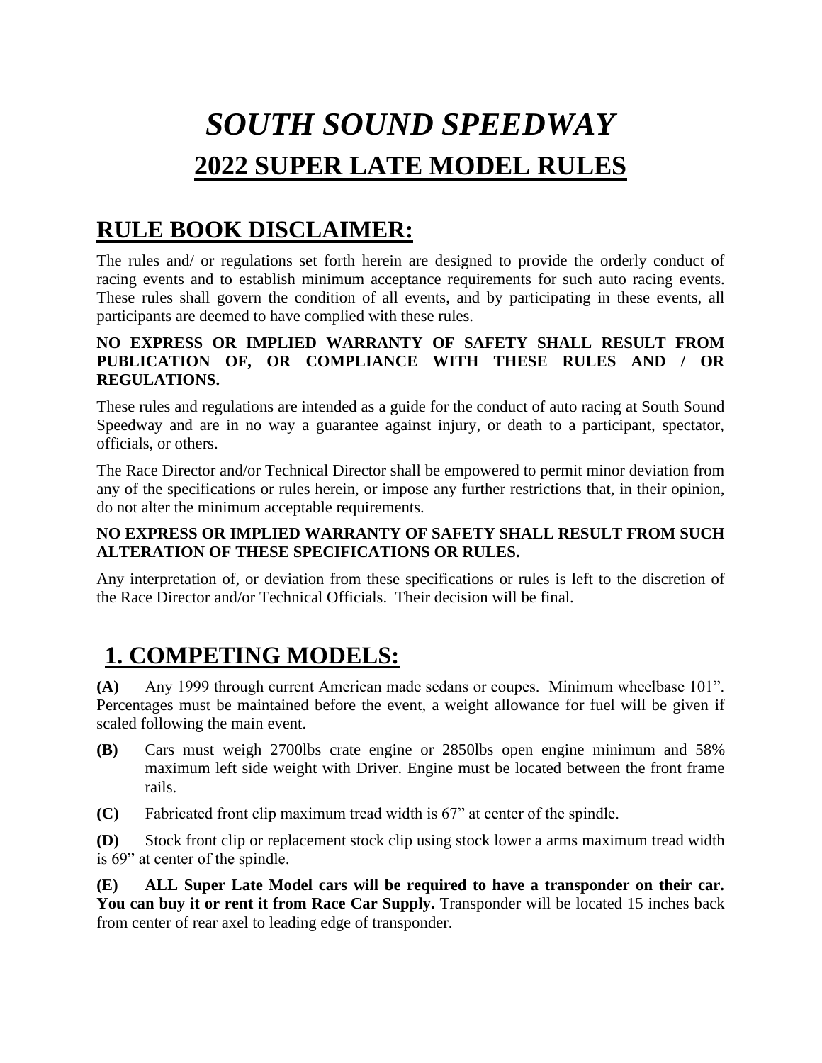# *SOUTH SOUND SPEEDWAY*

# 2022 SUPER LATE MODEL RULES

## RULE BOOK DISCLAIMER:

The rules and/ or regulations set forth herein are designed to provide the orderly conduct of racing events and to establish minimum acceptance requirements for such auto racing events. These rules shall govern the condition of all events, and by participating in these events, all participants are deemed to have complied with these rules.

**NO EXPRESS OR IMPLIED WARRANTY OF SAFETY SHALL RESULT FROM PUBLICATION OF, OR COMPLIANCE WITH THESE RULES AND / OR REGULATIONS.**

These rules and regulations are intended as a guide for the conduct of auto racing at South Sound Speedway and are in no way a guarantee against injury, or death to a participant, spectator, officials, or others.

The Race Director and/or Technical Director shall be empowered to permit minor deviation from any of the specifications or rules herein, or impose any further restrictions that, in their opinion, do not alter the minimum acceptable requirements.

**NO EXPRESS OR IMPLIED WARRANTY OF SAFETY SHALL RESULT FROM SUCH ALTERATION OF THESE SPECIFICATIONS OR RULES.**

Any interpretation of, or deviation from these specifications or rules is left to the discretion of the Race Director and/or Technical Officials. Their decision will be final.

## 1. COMPETING MODELS:

**(A)** Any 1999 through current American made sedans or coupes. Minimum wheelbase 101". Percentages must be maintained before the event, a weight allowance for fuel will be given if scaled following the main event.

**(B)** Cars must weigh 2700lbs crate engine or 2850lbs open engine minimum and 58% maximum left side weight with Driver. Engine must be located between the front frame rails.

**(C)** Fabricated front clip maximum tread width is 67" at center of the spindle.

**(D)** Stock front clip or replacement stock clip using stock lower a arms maximum tread width is 69" at center of the spindle.

**(E)** **ALL Super Late Model cars will be required to have a transponder on their car. You can buy it or rent it from Race Car Supply.** Transponder will be located 15 inches back from center of rear axel to leading edge of transponder.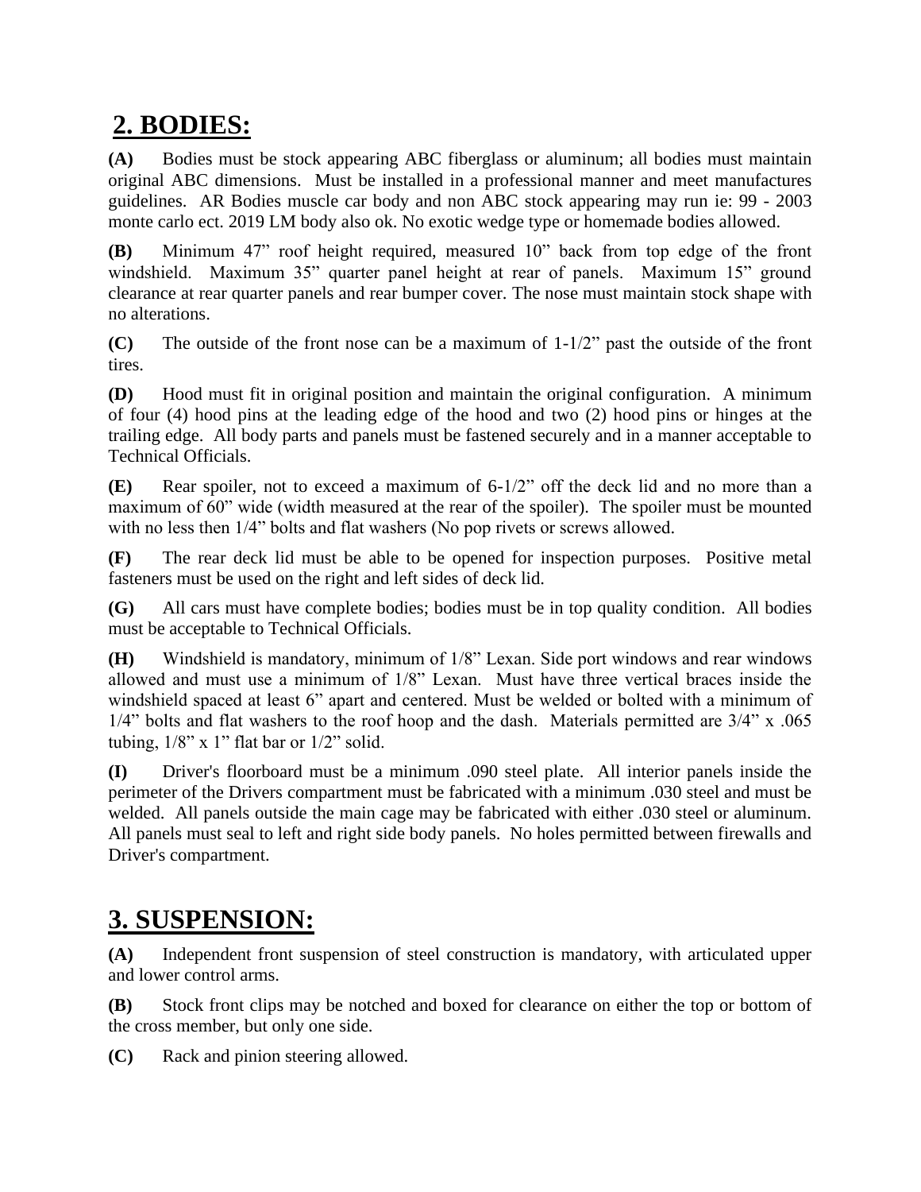## 2. BODIES:

**(A)** Bodies must be stock appearing ABC fiberglass or aluminum; all bodies must maintain original ABC dimensions. Must be installed in a professional manner and meet manufactures guidelines. AR Bodies muscle car body and non ABC stock appearing may run ie: 99 - 2003 monte carlo ect. 2019 LM body also ok. No exotic wedge type or homemade bodies allowed.

**(B)** Minimum 47" roof height required, measured 10" back from top edge of the front windshield. Maximum 35" quarter panel height at rear of panels. Maximum 15" ground clearance at rear quarter panels and rear bumper cover. The nose must maintain stock shape with no alterations.

**(C)** The outside of the front nose can be a maximum of 1-1/2" past the outside of the front tires.

**(D)** Hood must fit in original position and maintain the original configuration. A minimum of four (4) hood pins at the leading edge of the hood and two (2) hood pins or hinges at the trailing edge. All body parts and panels must be fastened securely and in a manner acceptable to Technical Officials.

**(E)** Rear spoiler, not to exceed a maximum of 6-1/2" off the deck lid and no more than a maximum of 60" wide (width measured at the rear of the spoiler). The spoiler must be mounted with no less then 1/4" bolts and flat washers (No pop rivets or screws allowed.

**(F)** The rear deck lid must be able to be opened for inspection purposes. Positive metal fasteners must be used on the right and left sides of deck lid.

**(G)** All cars must have complete bodies; bodies must be in top quality condition. All bodies must be acceptable to Technical Officials.

**(H)** Windshield is mandatory, minimum of 1/8" Lexan. Side port windows and rear windows allowed and must use a minimum of 1/8" Lexan. Must have three vertical braces inside the windshield spaced at least 6" apart and centered. Must be welded or bolted with a minimum of 1/4" bolts and flat washers to the roof hoop and the dash. Materials permitted are 3/4" x .065 tubing, 1/8" x 1" flat bar or 1/2" solid.

**(I)** Driver's floorboard must be a minimum .090 steel plate. All interior panels inside the perimeter of the Drivers compartment must be fabricated with a minimum .030 steel and must be welded. All panels outside the main cage may be fabricated with either .030 steel or aluminum. All panels must seal to left and right side body panels. No holes permitted between firewalls and Driver's compartment.

## 3. SUSPENSION:

**(A)** Independent front suspension of steel construction is mandatory, with articulated upper and lower control arms.

**(B)** Stock front clips may be notched and boxed for clearance on either the top or bottom of the cross member, but only one side.

**(C)** Rack and pinion steering allowed.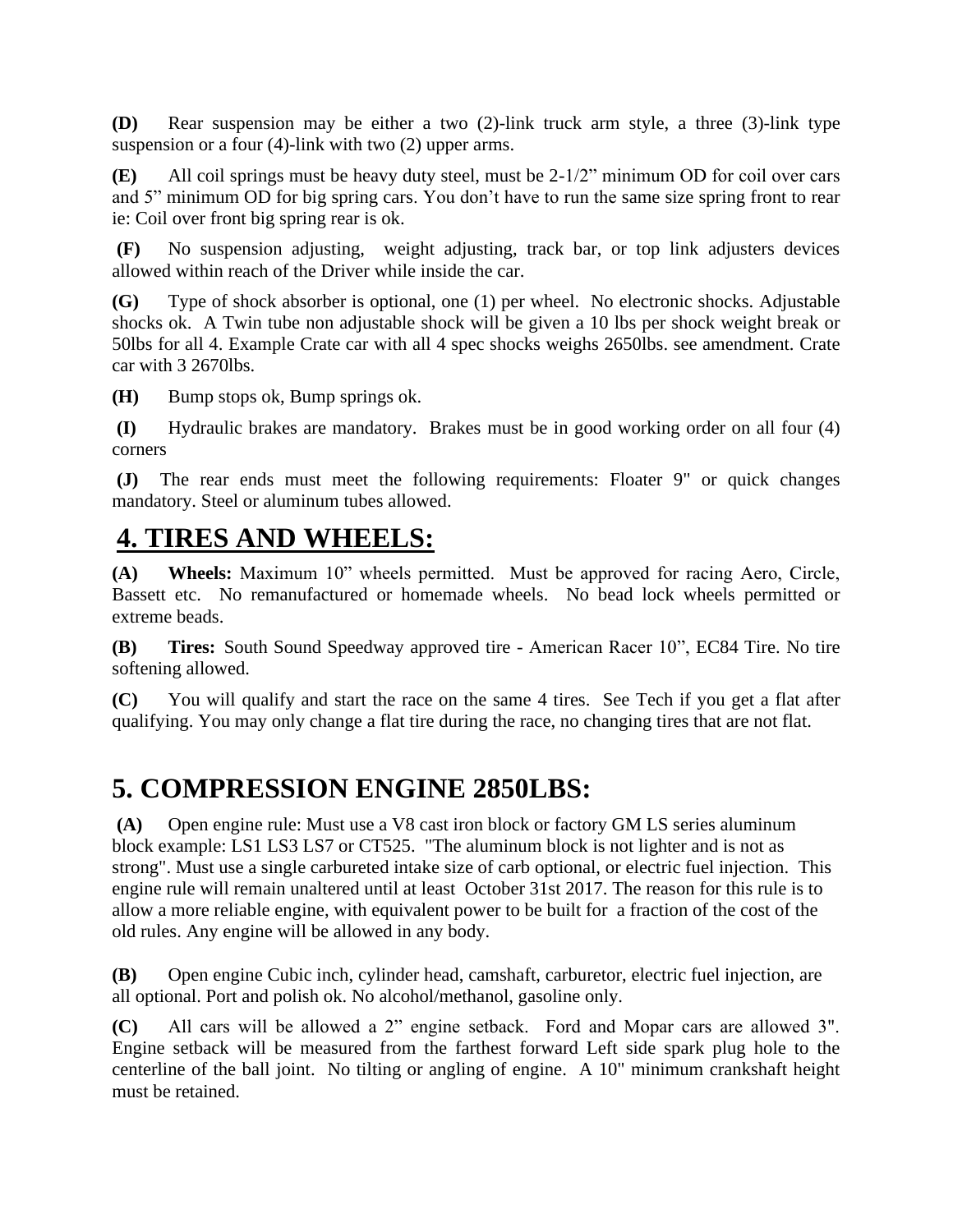**(D)** Rear suspension may be either a two (2)-link truck arm style, a three (3)-link type suspension or a four (4)-link with two (2) upper arms.

**(E)** All coil springs must be heavy duty steel, must be 2-1/2" minimum OD for coil over cars and 5" minimum OD for big spring cars. You don't have to run the same size spring front to rear ie: Coil over front big spring rear is ok.

**(F)** No suspension adjusting, weight adjusting, track bar, or top link adjusters devices allowed within reach of the Driver while inside the car.

**(G)** Type of shock absorber is optional, one (1) per wheel. No electronic shocks. Adjustable shocks ok. A Twin tube non adjustable shock will be given a 10 lbs per shock weight break or 50lbs for all 4. Example Crate car with all 4 spec shocks weighs 2650lbs. see amendment. Crate car with 3 2670lbs.

**(H)** Bump stops ok, Bump springs ok.

**(I)** Hydraulic brakes are mandatory. Brakes must be in good working order on all four (4) corners

**(J)** The rear ends must meet the following requirements: Floater 9" or quick changes mandatory. Steel or aluminum tubes allowed.

## 4. TIRES AND WHEELS:

**(A)** **Wheels:** Maximum 10" wheels permitted. Must be approved for racing Aero, Circle, Bassett etc. No remanufactured or homemade wheels. No bead lock wheels permitted or extreme beads.

**(B)** **Tires:** South Sound Speedway approved tire - American Racer 10", EC84 Tire. No tire softening allowed.

**(C)** You will qualify and start the race on the same 4 tires. See Tech if you get a flat after qualifying. You may only change a flat tire during the race, no changing tires that are not flat.

## 5. COMPRESSION ENGINE 2850LBS:

**(A)** Open engine rule: Must use a V8 cast iron block or factory GM LS series aluminum block example: LS1 LS3 LS7 or CT525. "The aluminum block is not lighter and is not as strong". Must use a single carbureted intake size of carb optional, or electric fuel injection. This engine rule will remain unaltered until at least October 31st 2017. The reason for this rule is to allow a more reliable engine, with equivalent power to be built for a fraction of the cost of the old rules. Any engine will be allowed in any body.

**(B)** Open engine Cubic inch, cylinder head, camshaft, carburetor, electric fuel injection, are all optional. Port and polish ok. No alcohol/methanol, gasoline only.

**(C)** All cars will be allowed a 2" engine setback. Ford and Mopar cars are allowed 3". Engine setback will be measured from the farthest forward Left side spark plug hole to the centerline of the ball joint. No tilting or angling of engine. A 10" minimum crankshaft height must be retained.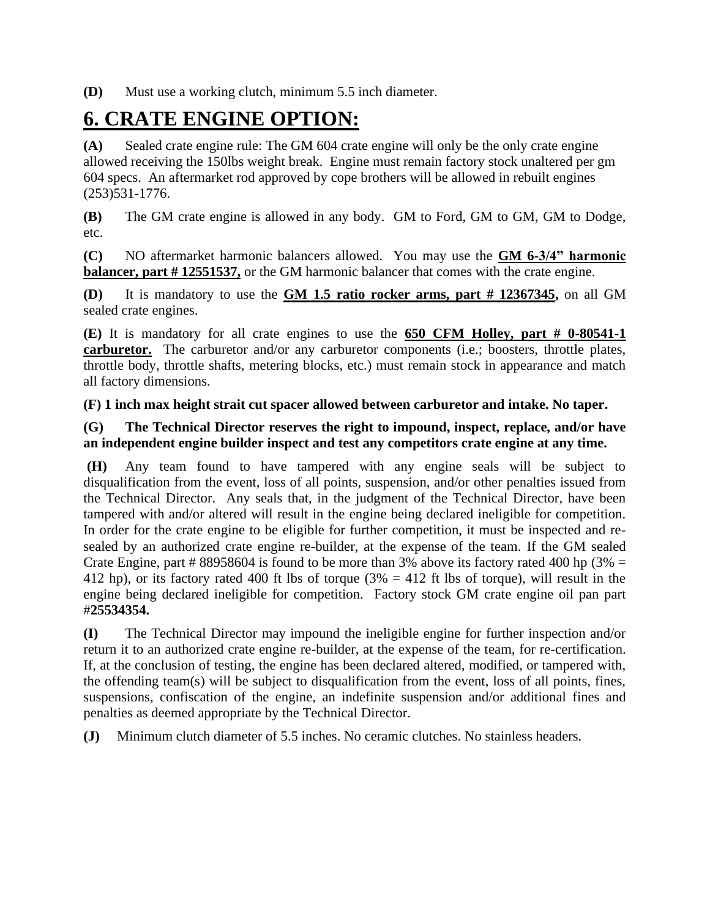**(D)** Must use a working clutch, minimum 5.5 inch diameter.

# 6. CRATE ENGINE OPTION:

**(A)** Sealed crate engine rule: The GM 604 crate engine will only be the only crate engine allowed receiving the 150lbs weight break. Engine must remain factory stock unaltered per gm 604 specs. An aftermarket rod approved by cope brothers will be allowed in rebuilt engines (253)531-1776.

**(B)** The GM crate engine is allowed in any body. GM to Ford, GM to GM, GM to Dodge, etc.

**(C)** NO aftermarket harmonic balancers allowed. You may use the **GM 6-3/4" harmonic balancer, part # 12551537,** or the GM harmonic balancer that comes with the crate engine.

**(D)** It is mandatory to use the **GM 1.5 ratio rocker arms, part # 12367345,** on all GM sealed crate engines.

**(E)** It is mandatory for all crate engines to use the **650 CFM Holley, part # 0-80541-1 carburetor.** The carburetor and/or any carburetor components (i.e.; boosters, throttle plates, throttle body, throttle shafts, metering blocks, etc.) must remain stock in appearance and match all factory dimensions.

**(F) 1 inch max height strait cut spacer allowed between carburetor and intake. No taper.**

**(G) The Technical Director reserves the right to impound, inspect, replace, and/or have an independent engine builder inspect and test any competitors crate engine at any time.**

**(H)** Any team found to have tampered with any engine seals will be subject to disqualification from the event, loss of all points, suspension, and/or other penalties issued from the Technical Director. Any seals that, in the judgment of the Technical Director, have been tampered with and/or altered will result in the engine being declared ineligible for competition. In order for the crate engine to be eligible for further competition, it must be inspected and re-sealed by an authorized crate engine re-builder, at the expense of the team. If the GM sealed Crate Engine, part # 88958604 is found to be more than 3% above its factory rated 400 hp (3% = 412 hp), or its factory rated 400 ft lbs of torque (3% = 412 ft lbs of torque), will result in the engine being declared ineligible for competition. Factory stock GM crate engine oil pan part #**25534354.**

**(I)** The Technical Director may impound the ineligible engine for further inspection and/or return it to an authorized crate engine re-builder, at the expense of the team, for re-certification. If, at the conclusion of testing, the engine has been declared altered, modified, or tampered with, the offending team(s) will be subject to disqualification from the event, loss of all points, fines, suspensions, confiscation of the engine, an indefinite suspension and/or additional fines and penalties as deemed appropriate by the Technical Director.

**(J)** Minimum clutch diameter of 5.5 inches. No ceramic clutches. No stainless headers.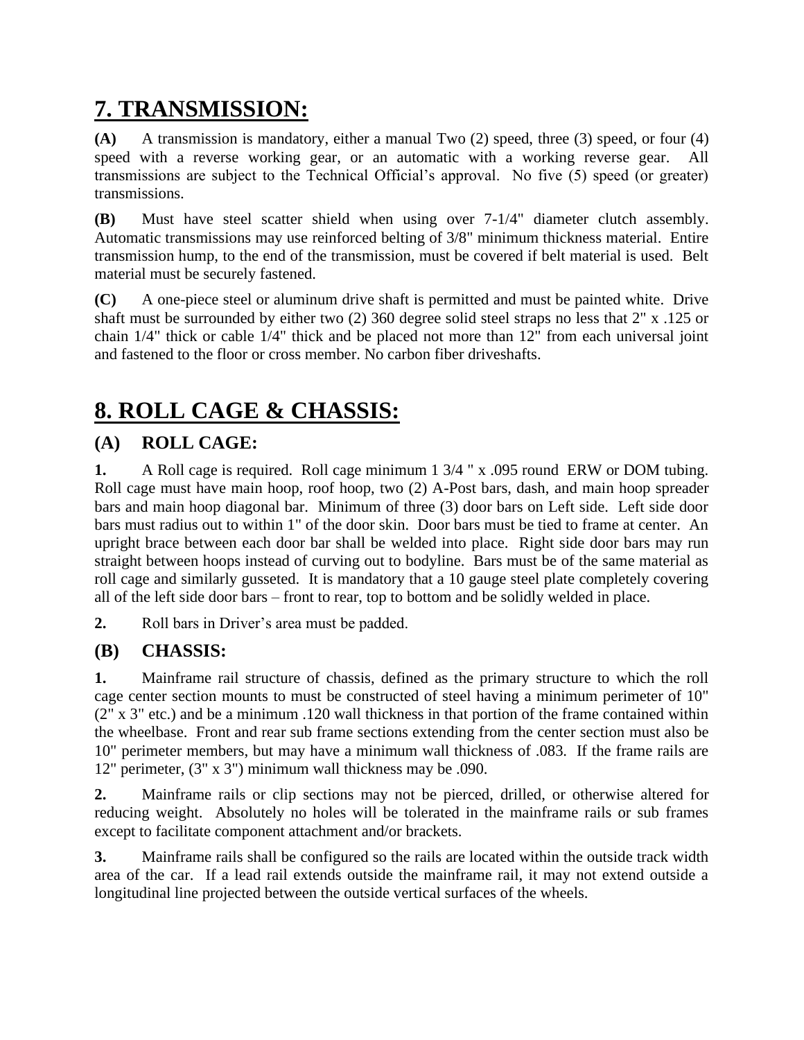# 7. TRANSMISSION:

**(A)** A transmission is mandatory, either a manual Two (2) speed, three (3) speed, or four (4) speed with a reverse working gear, or an automatic with a working reverse gear. All transmissions are subject to the Technical Official's approval. No five (5) speed (or greater) transmissions.

**(B)** Must have steel scatter shield when using over 7-1/4" diameter clutch assembly. Automatic transmissions may use reinforced belting of 3/8" minimum thickness material. Entire transmission hump, to the end of the transmission, must be covered if belt material is used. Belt material must be securely fastened.

**(C)** A one-piece steel or aluminum drive shaft is permitted and must be painted white. Drive shaft must be surrounded by either two (2) 360 degree solid steel straps no less that 2" x .125 or chain 1/4" thick or cable 1/4" thick and be placed not more than 12" from each universal joint and fastened to the floor or cross member. No carbon fiber driveshafts.

# 8. ROLL CAGE & CHASSIS:

## (A) ROLL CAGE:

**1.** A Roll cage is required. Roll cage minimum 1 3/4 " x .095 round ERW or DOM tubing. Roll cage must have main hoop, roof hoop, two (2) A-Post bars, dash, and main hoop spreader bars and main hoop diagonal bar. Minimum of three (3) door bars on Left side. Left side door bars must radius out to within 1" of the door skin. Door bars must be tied to frame at center. An upright brace between each door bar shall be welded into place. Right side door bars may run straight between hoops instead of curving out to bodyline. Bars must be of the same material as roll cage and similarly gusseted. It is mandatory that a 10 gauge steel plate completely covering all of the left side door bars – front to rear, top to bottom and be solidly welded in place.

**2.** Roll bars in Driver's area must be padded.

## (B) CHASSIS:

**1.** Mainframe rail structure of chassis, defined as the primary structure to which the roll cage center section mounts to must be constructed of steel having a minimum perimeter of 10" (2" x 3" etc.) and be a minimum .120 wall thickness in that portion of the frame contained within the wheelbase. Front and rear sub frame sections extending from the center section must also be 10" perimeter members, but may have a minimum wall thickness of .083. If the frame rails are 12" perimeter, (3" x 3") minimum wall thickness may be .090.

**2.** Mainframe rails or clip sections may not be pierced, drilled, or otherwise altered for reducing weight. Absolutely no holes will be tolerated in the mainframe rails or sub frames except to facilitate component attachment and/or brackets.

**3.** Mainframe rails shall be configured so the rails are located within the outside track width area of the car. If a lead rail extends outside the mainframe rail, it may not extend outside a longitudinal line projected between the outside vertical surfaces of the wheels.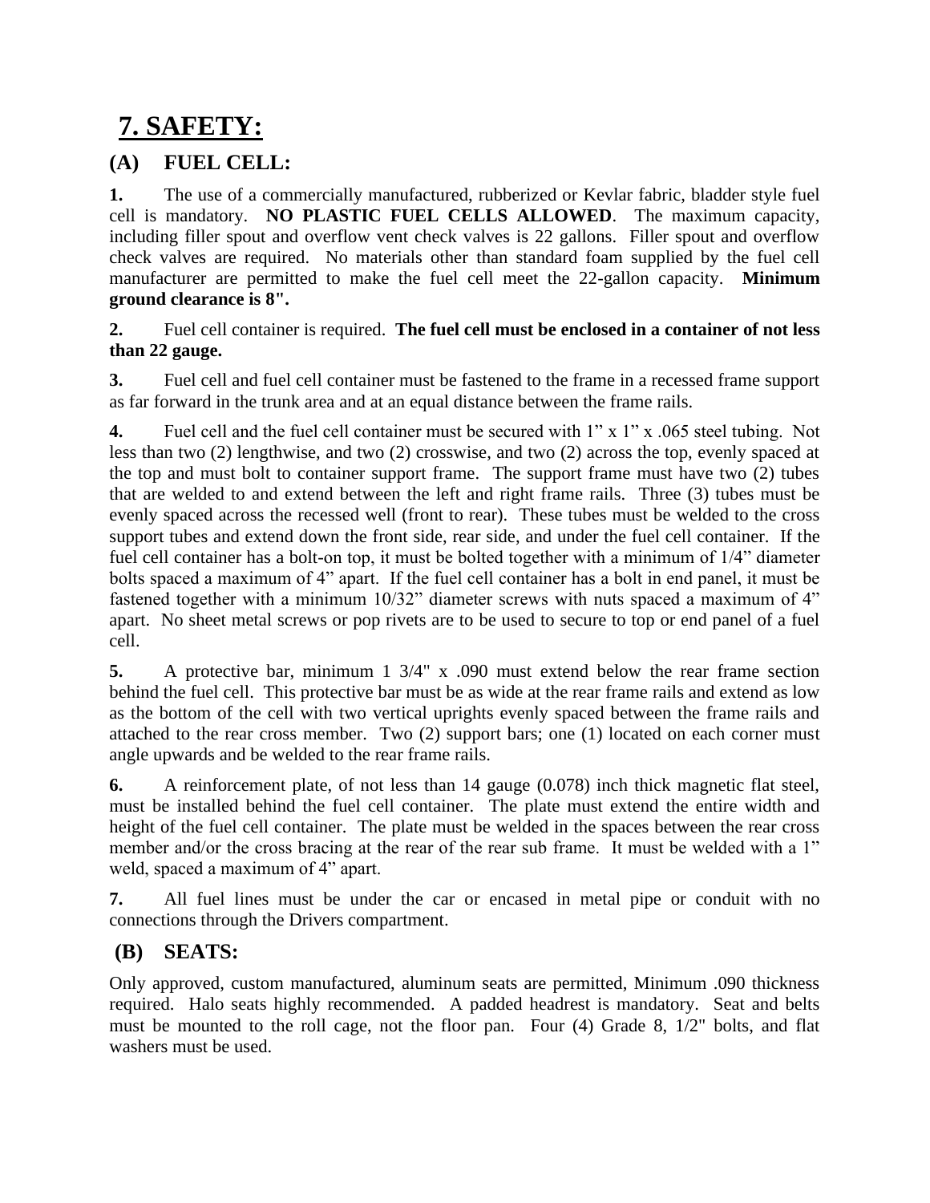# 7. SAFETY:

## (A) FUEL CELL:

**1.** The use of a commercially manufactured, rubberized or Kevlar fabric, bladder style fuel cell is mandatory. **NO PLASTIC FUEL CELLS ALLOWED**. The maximum capacity, including filler spout and overflow vent check valves is 22 gallons. Filler spout and overflow check valves are required. No materials other than standard foam supplied by the fuel cell manufacturer are permitted to make the fuel cell meet the 22-gallon capacity. **Minimum ground clearance is 8".**

**2.** Fuel cell container is required. **The fuel cell must be enclosed in a container of not less than 22 gauge.**

**3.** Fuel cell and fuel cell container must be fastened to the frame in a recessed frame support as far forward in the trunk area and at an equal distance between the frame rails.

**4.** Fuel cell and the fuel cell container must be secured with 1" x 1" x .065 steel tubing. Not less than two (2) lengthwise, and two (2) crosswise, and two (2) across the top, evenly spaced at the top and must bolt to container support frame. The support frame must have two (2) tubes that are welded to and extend between the left and right frame rails. Three (3) tubes must be evenly spaced across the recessed well (front to rear). These tubes must be welded to the cross support tubes and extend down the front side, rear side, and under the fuel cell container. If the fuel cell container has a bolt-on top, it must be bolted together with a minimum of 1/4" diameter bolts spaced a maximum of 4" apart. If the fuel cell container has a bolt in end panel, it must be fastened together with a minimum 10/32" diameter screws with nuts spaced a maximum of 4" apart. No sheet metal screws or pop rivets are to be used to secure to top or end panel of a fuel cell.

**5.** A protective bar, minimum 1 3/4" x .090 must extend below the rear frame section behind the fuel cell. This protective bar must be as wide at the rear frame rails and extend as low as the bottom of the cell with two vertical uprights evenly spaced between the frame rails and attached to the rear cross member. Two (2) support bars; one (1) located on each corner must angle upwards and be welded to the rear frame rails.

**6.** A reinforcement plate, of not less than 14 gauge (0.078) inch thick magnetic flat steel, must be installed behind the fuel cell container. The plate must extend the entire width and height of the fuel cell container. The plate must be welded in the spaces between the rear cross member and/or the cross bracing at the rear of the rear sub frame. It must be welded with a 1" weld, spaced a maximum of 4" apart.

**7.** All fuel lines must be under the car or encased in metal pipe or conduit with no connections through the Drivers compartment.

## (B) SEATS:

Only approved, custom manufactured, aluminum seats are permitted, Minimum .090 thickness required. Halo seats highly recommended. A padded headrest is mandatory. Seat and belts must be mounted to the roll cage, not the floor pan. Four (4) Grade 8, 1/2" bolts, and flat washers must be used.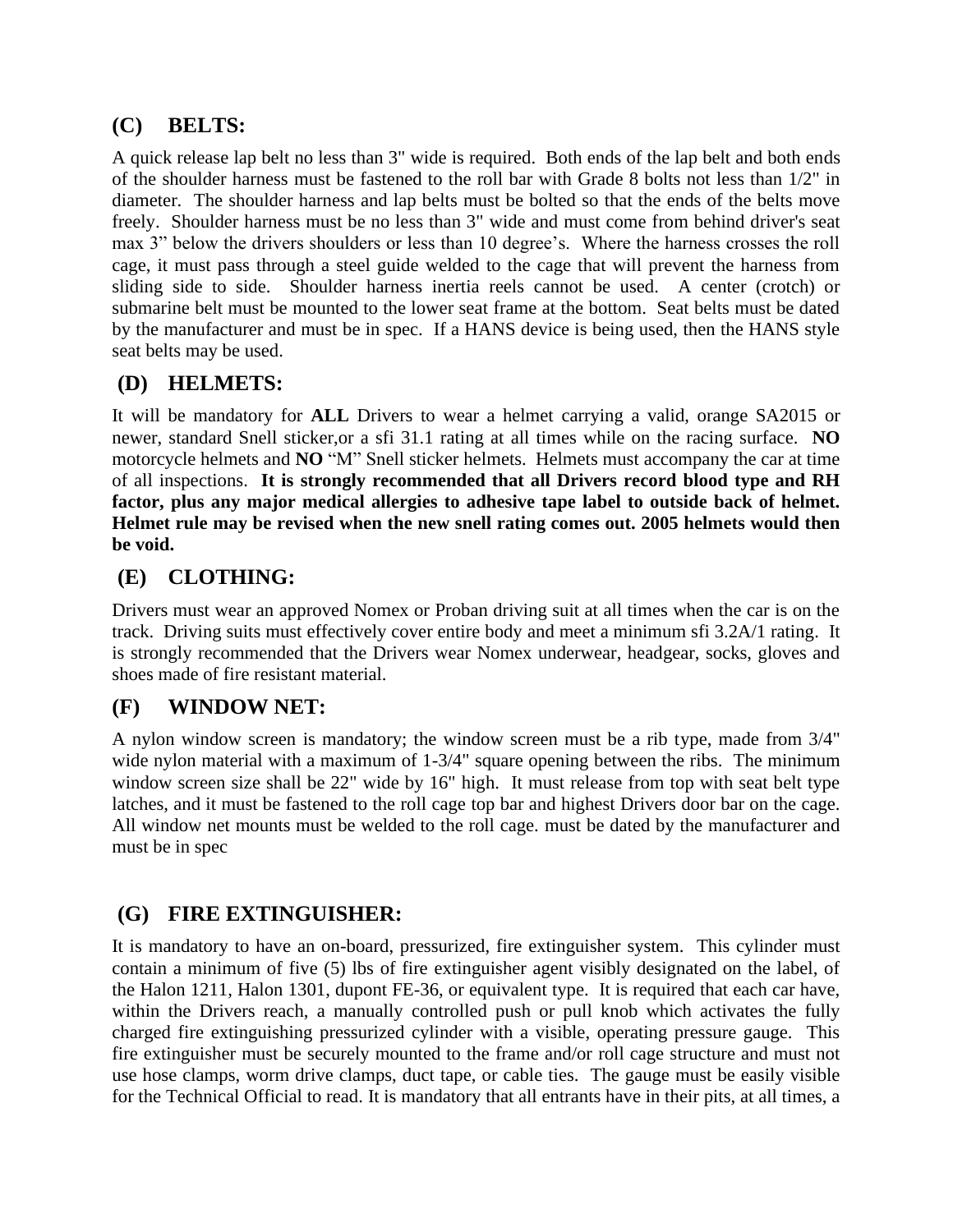## (C) BELTS:

A quick release lap belt no less than 3" wide is required. Both ends of the lap belt and both ends of the shoulder harness must be fastened to the roll bar with Grade 8 bolts not less than 1/2" in diameter. The shoulder harness and lap belts must be bolted so that the ends of the belts move freely. Shoulder harness must be no less than 3" wide and must come from behind driver's seat max 3" below the drivers shoulders or less than 10 degree's. Where the harness crosses the roll cage, it must pass through a steel guide welded to the cage that will prevent the harness from sliding side to side. Shoulder harness inertia reels cannot be used. A center (crotch) or submarine belt must be mounted to the lower seat frame at the bottom. Seat belts must be dated by the manufacturer and must be in spec. If a HANS device is being used, then the HANS style seat belts may be used.

## (D) HELMETS:

It will be mandatory for **ALL** Drivers to wear a helmet carrying a valid, orange SA2015 or newer, standard Snell sticker,or a sfi 31.1 rating at all times while on the racing surface. **NO** motorcycle helmets and **NO** "M" Snell sticker helmets. Helmets must accompany the car at time of all inspections. **It is strongly recommended that all Drivers record blood type and RH factor, plus any major medical allergies to adhesive tape label to outside back of helmet. Helmet rule may be revised when the new snell rating comes out. 2005 helmets would then be void.**

## (E) CLOTHING:

Drivers must wear an approved Nomex or Proban driving suit at all times when the car is on the track. Driving suits must effectively cover entire body and meet a minimum sfi 3.2A/1 rating. It is strongly recommended that the Drivers wear Nomex underwear, headgear, socks, gloves and shoes made of fire resistant material.

## (F) WINDOW NET:

A nylon window screen is mandatory; the window screen must be a rib type, made from 3/4" wide nylon material with a maximum of 1-3/4" square opening between the ribs. The minimum window screen size shall be 22" wide by 16" high. It must release from top with seat belt type latches, and it must be fastened to the roll cage top bar and highest Drivers door bar on the cage. All window net mounts must be welded to the roll cage. must be dated by the manufacturer and must be in spec

## (G) FIRE EXTINGUISHER:

It is mandatory to have an on-board, pressurized, fire extinguisher system. This cylinder must contain a minimum of five (5) lbs of fire extinguisher agent visibly designated on the label, of the Halon 1211, Halon 1301, dupont FE-36, or equivalent type. It is required that each car have, within the Drivers reach, a manually controlled push or pull knob which activates the fully charged fire extinguishing pressurized cylinder with a visible, operating pressure gauge. This fire extinguisher must be securely mounted to the frame and/or roll cage structure and must not use hose clamps, worm drive clamps, duct tape, or cable ties. The gauge must be easily visible for the Technical Official to read. It is mandatory that all entrants have in their pits, at all times, a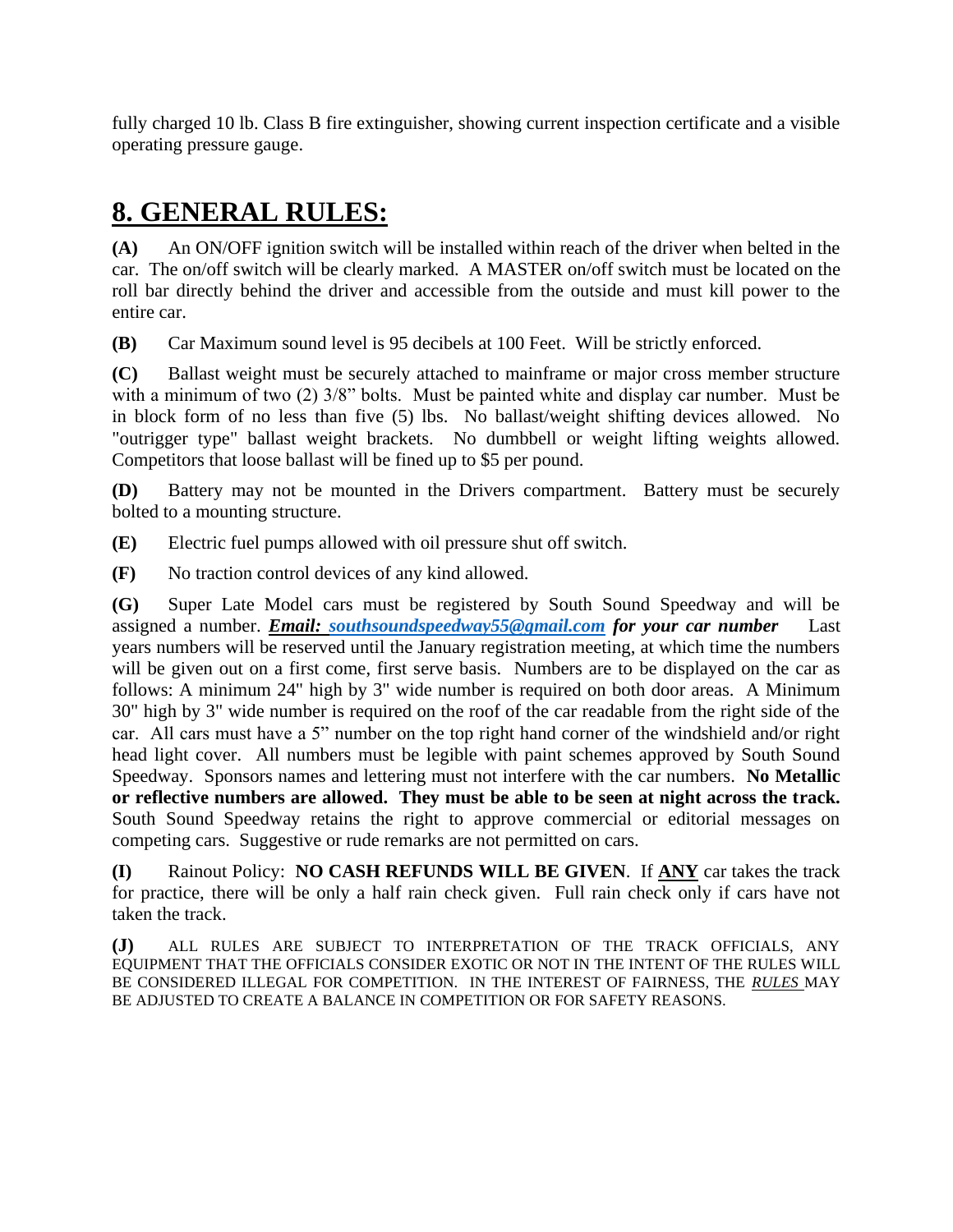fully charged 10 lb. Class B fire extinguisher, showing current inspection certificate and a visible operating pressure gauge.

## 8. GENERAL RULES:

**(A)** An ON/OFF ignition switch will be installed within reach of the driver when belted in the car. The on/off switch will be clearly marked. A MASTER on/off switch must be located on the roll bar directly behind the driver and accessible from the outside and must kill power to the entire car.

**(B)** Car Maximum sound level is 95 decibels at 100 Feet. Will be strictly enforced.

**(C)** Ballast weight must be securely attached to mainframe or major cross member structure with a minimum of two (2) 3/8" bolts. Must be painted white and display car number. Must be in block form of no less than five (5) lbs. No ballast/weight shifting devices allowed. No "outrigger type" ballast weight brackets. No dumbbell or weight lifting weights allowed. Competitors that loose ballast will be fined up to $5 per pound.

**(D)** Battery may not be mounted in the Drivers compartment. Battery must be securely bolted to a mounting structure.

**(E)** Electric fuel pumps allowed with oil pressure shut off switch.

**(F)** No traction control devices of any kind allowed.

**(G)** Super Late Model cars must be registered by South Sound Speedway and will be assigned a number. ***Email: southsoundspeedway55@gmail.com for your car number*** Last years numbers will be reserved until the January registration meeting, at which time the numbers will be given out on a first come, first serve basis. Numbers are to be displayed on the car as follows: A minimum 24" high by 3" wide number is required on both door areas. A Minimum 30" high by 3" wide number is required on the roof of the car readable from the right side of the car. All cars must have a 5" number on the top right hand corner of the windshield and/or right head light cover. All numbers must be legible with paint schemes approved by South Sound Speedway. Sponsors names and lettering must not interfere with the car numbers. **No Metallic or reflective numbers are allowed. They must be able to be seen at night across the track.** South Sound Speedway retains the right to approve commercial or editorial messages on competing cars. Suggestive or rude remarks are not permitted on cars.

**(I)** Rainout Policy: **NO CASH REFUNDS WILL BE GIVEN**. If **ANY** car takes the track for practice, there will be only a half rain check given. Full rain check only if cars have not taken the track.

**(J)** ALL RULES ARE SUBJECT TO INTERPRETATION OF THE TRACK OFFICIALS, ANY EQUIPMENT THAT THE OFFICIALS CONSIDER EXOTIC OR NOT IN THE INTENT OF THE RULES WILL BE CONSIDERED ILLEGAL FOR COMPETITION. IN THE INTEREST OF FAIRNESS, THE *RULES* MAY BE ADJUSTED TO CREATE A BALANCE IN COMPETITION OR FOR SAFETY REASONS.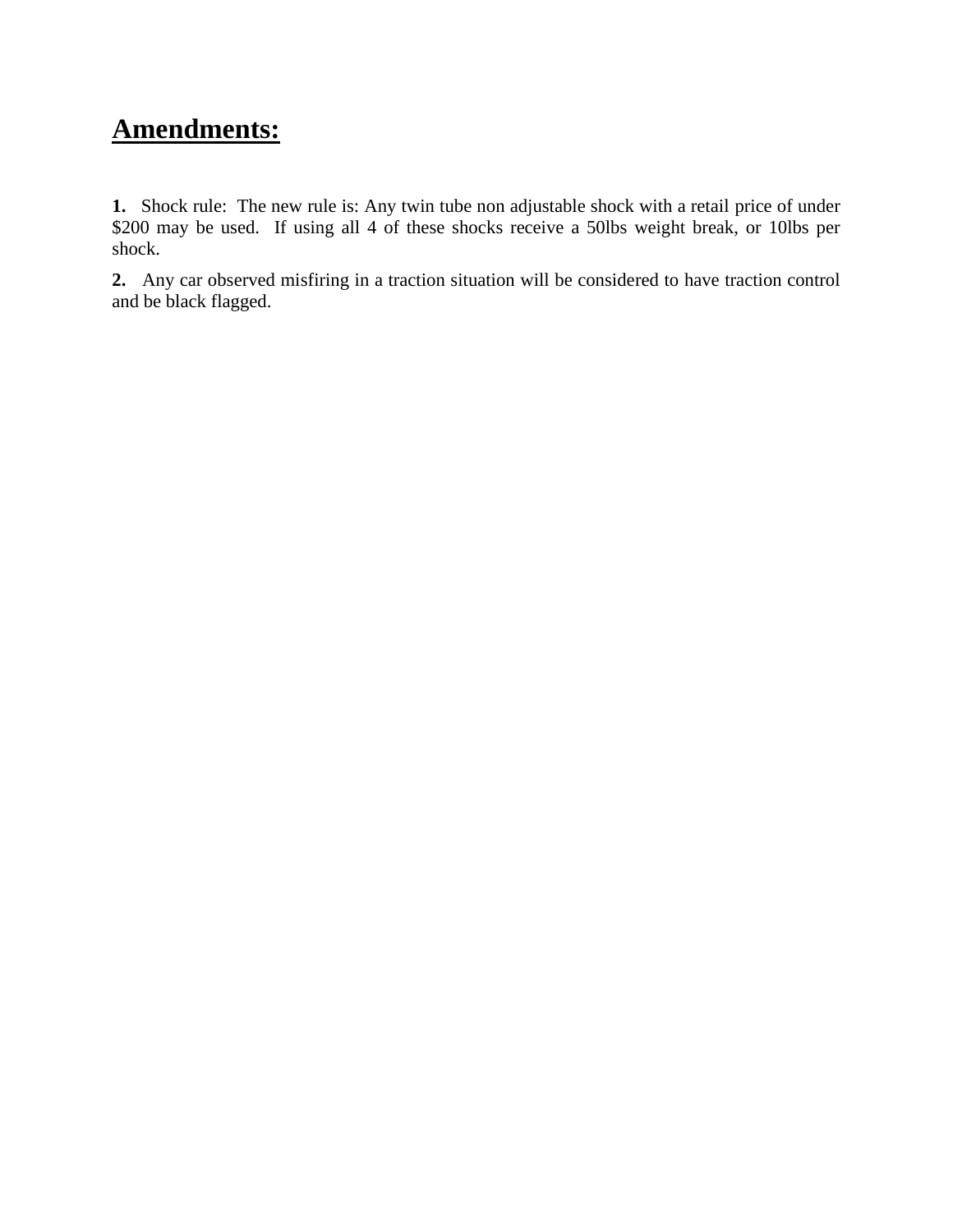# Amendments:

**1.** Shock rule: The new rule is: Any twin tube non adjustable shock with a retail price of under $200 may be used. If using all 4 of these shocks receive a 50lbs weight break, or 10lbs per shock.

**2.** Any car observed misfiring in a traction situation will be considered to have traction control and be black flagged.